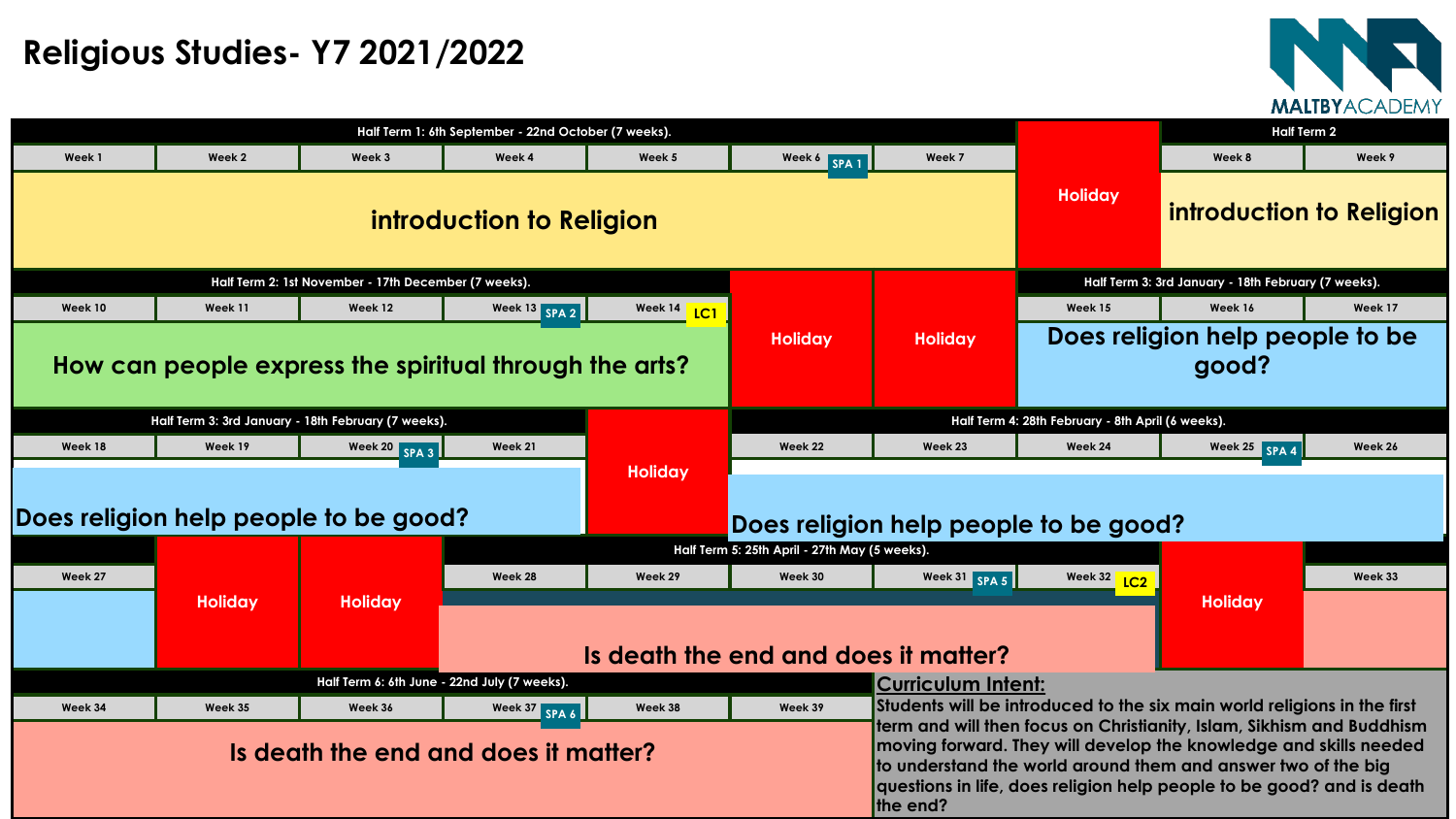# Religious Studies- Y7 2021/2022

MALTBY ACADEMY

**Half Term 1: 6th September - 22nd October (7 weeks).**

| Week 1 | Week 2 | Week 3 | Week 4 | Week 5 | Week 6 SPA 1 | Week 7 | | Week 8 | Week 9 |
|---|---|---|---|---|---|---|---|---|---|
| introduction to Religion | | | | | | | Holiday | introduction to Religion | |

(Weeks 8 and 9 are in Half Term 2.)

**Half Term 2: 1st November - 17th December (7 weeks).**

| Week 10 | Week 11 | Week 12 | Week 13 SPA 2 | Week 14 LC1 | | | Week 15 | Week 16 | Week 17 |
|---|---|---|---|---|---|---|---|---|---|
| How can people express the spiritual through the arts? | | | | | Holiday | Holiday | Does religion help people to be good? | | |

(Weeks 15, 16 and 17 are in Half Term 3.)

**Half Term 3: 3rd January - 18th February (7 weeks).**

| Week 18 | Week 19 | Week 20 SPA 3 | Week 21 | | Week 22 | Week 23 | Week 24 | Week 25 SPA 4 | Week 26 |
|---|---|---|---|---|---|---|---|---|---|
| Does religion help people to be good? | | | | Holiday | Does religion help people to be good? | | | | |

(Weeks 22 to 26 are in Half Term 4: 28th February - 8th April (6 weeks).)

**Half Term 5: 25th April - 27th May (5 weeks).**

| Week 27 | | | Week 28 | Week 29 | Week 30 | Week 31 SPA 5 | Week 32 LC2 | | Week 33 |
|---|---|---|---|---|---|---|---|---|---|
| | Holiday | Holiday | Is death the end and does it matter? | | | | | Holiday | |

(Week 28 onwards are in Half Term 5.)

**Half Term 6: 6th June - 22nd July (7 weeks).**

| Week 34 | Week 35 | Week 36 | Week 37 SPA 6 | Week 38 | Week 39 |
|---|---|---|---|---|---|
| Is death the end and does it matter? | | | | | |

**Curriculum Intent:**

Students will be introduced to the six main world religions in the first term and will then focus on Christianity, Islam, Sikhism and Buddhism moving forward. They will develop the knowledge and skills needed to understand the world around them and answer two of the big questions in life, does religion help people to be good? and is death the end?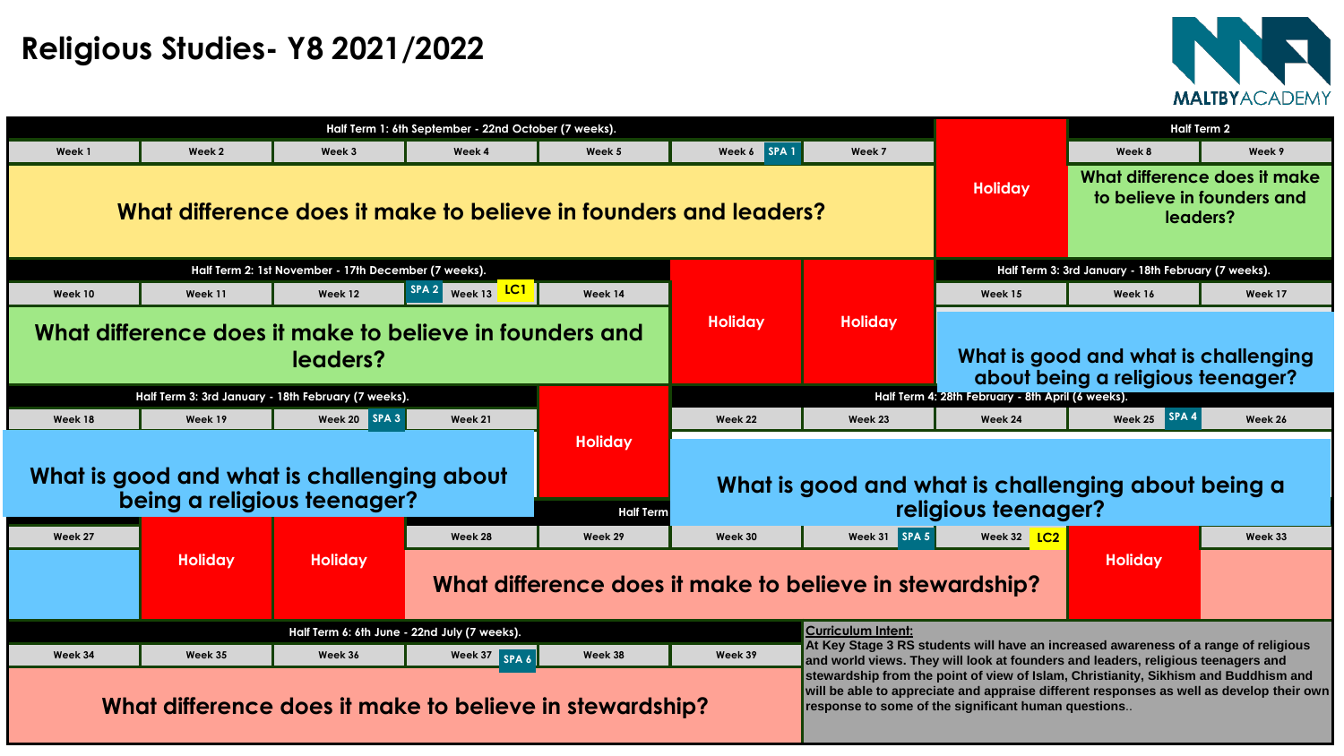# Religious Studies- Y8 2021/2022

MALTBY ACADEMY

**Half Term 1: 6th September - 22nd October (7 weeks).**

| Week 1 | Week 2 | Week 3 | Week 4 | Week 5 | Week 6 SPA 1 | Week 7 |
|---|---|---|---|---|---|---|
| What difference does it make to believe in founders and leaders? | | | | | | |

Holiday

**Half Term 2**

| Week 8 | Week 9 |
|---|---|
| What difference does it make to believe in founders and leaders? | |

**Half Term 2: 1st November - 17th December (7 weeks).**

| Week 10 | Week 11 | Week 12 | SPA 2 Week 13 LC1 | Week 14 |
|---|---|---|---|---|
| What difference does it make to believe in founders and leaders? | | | | |

Holiday | Holiday

**Half Term 3: 3rd January - 18th February (7 weeks).**

| Week 15 | Week 16 | Week 17 |
|---|---|---|
| What is good and what is challenging about being a religious teenager? | | |

**Half Term 3: 3rd January - 18th February (7 weeks).**

| Week 18 | Week 19 | Week 20 SPA 3 | Week 21 |
|---|---|---|---|
| What is good and what is challenging about being a religious teenager? | | | |

Holiday

**Half Term 4: 28th February - 8th April (6 weeks).**

| Week 22 | Week 23 | Week 24 | Week 25 SPA 4 | Week 26 |
|---|---|---|---|---|
| What is good and what is challenging about being a religious teenager? | | | | |

**Half Term**

| Week 27 | | | Week 28 | Week 29 | Week 30 | Week 31 SPA 5 | Week 32 LC2 | | Week 33 |
|---|---|---|---|---|---|---|---|---|---|
| | Holiday | Holiday | What difference does it make to believe in stewardship? | | | | | Holiday | |

**Half Term 6: 6th June - 22nd July (7 weeks).**

| Week 34 | Week 35 | Week 36 | Week 37 SPA 6 | Week 38 | Week 39 |
|---|---|---|---|---|---|
| What difference does it make to believe in stewardship? | | | | | |

**Curriculum Intent:**

At Key Stage 3 RS students will have an increased awareness of a range of religious and world views. They will look at founders and leaders, religious teenagers and stewardship from the point of view of Islam, Christianity, Sikhism and Buddhism and will be able to appreciate and appraise different responses as well as develop their own response to some of the significant human questions..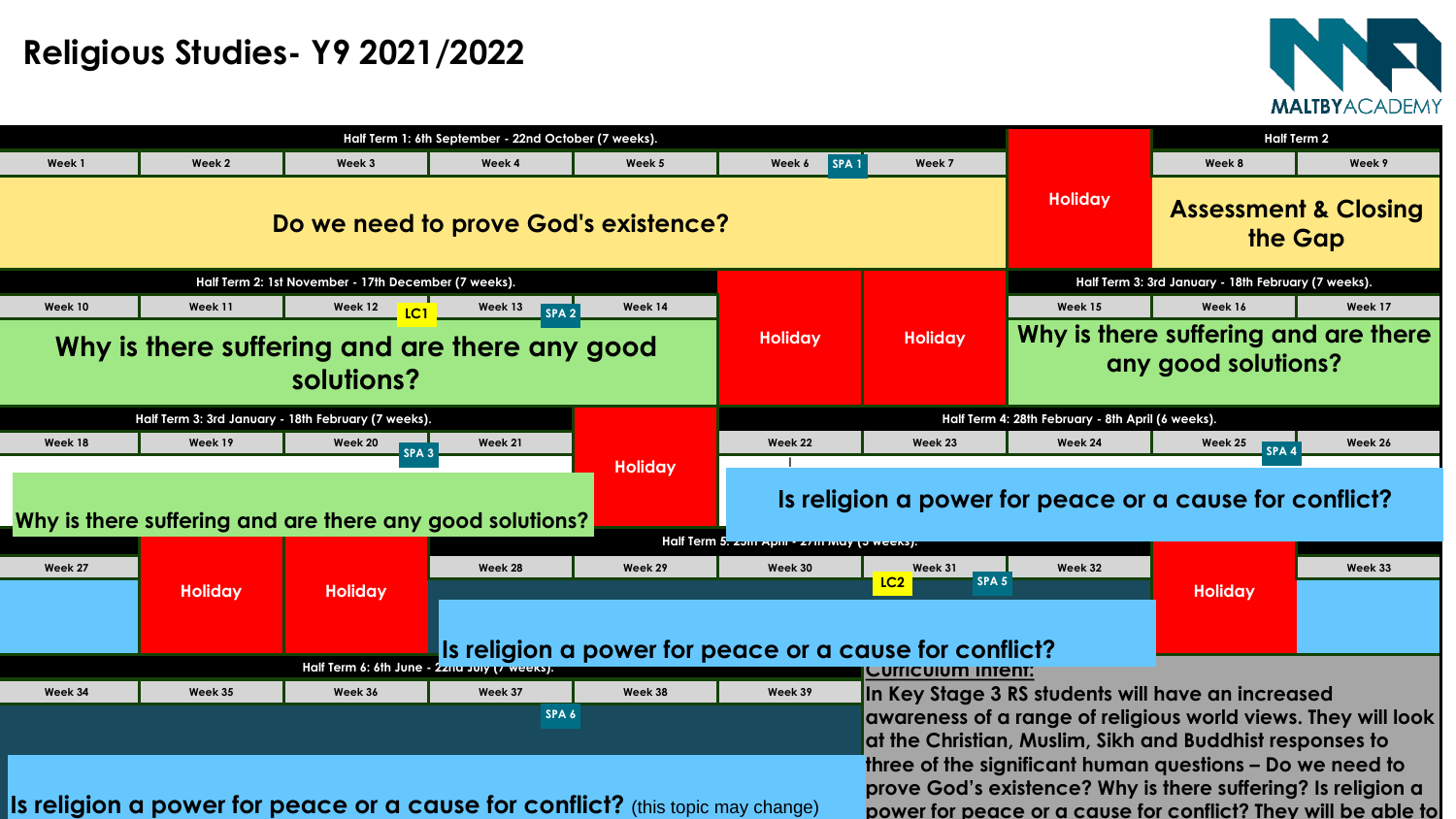# Religious Studies- Y9 2021/2022

MALTBY ACADEMY

**Half Term 1: 6th September - 22nd October (7 weeks).**

| Week 1 | Week 2 | Week 3 | Week 4 | Week 5 | Week 6 (SPA 1) | Week 7 |
|---|---|---|---|---|---|---|
| Do we need to prove God's existence? | | | | | | |

**Holiday**

**Half Term 2**

| Week 8 | Week 9 |
|---|---|
| Assessment & Closing the Gap | |

**Half Term 2: 1st November - 17th December (7 weeks).**

| Week 10 | Week 11 | Week 12 (LC1) | Week 13 (SPA 2) | Week 14 |
|---|---|---|---|---|
| Why is there suffering and are there any good solutions? | | | | |

**Holiday** | **Holiday**

**Half Term 3: 3rd January - 18th February (7 weeks).**

| Week 15 | Week 16 | Week 17 |
|---|---|---|
| Why is there suffering and are there any good solutions? | | |

**Half Term 3: 3rd January - 18th February (7 weeks).**

| Week 18 | Week 19 | Week 20 (SPA 3) | Week 21 |
|---|---|---|---|
| Why is there suffering and are there any good solutions? | | | |

**Holiday**

**Half Term 4: 28th February - 8th April (6 weeks).**

| Week 22 | Week 23 | Week 24 | Week 25 (SPA 4) | Week 26 |
|---|---|---|---|---|
| Is religion a power for peace or a cause for conflict? | | | | |

**Half Term 5: 25th April - 27th May (5 weeks).**

| Week 27 | | | Week 28 | Week 29 | Week 30 | Week 31 (LC2) (SPA 5) | Week 32 | | Week 33 |
|---|---|---|---|---|---|---|---|---|---|
| | Holiday | Holiday | Is religion a power for peace or a cause for conflict? | | | | | Holiday | |

**Half Term 6: 6th June - 22nd July (7 weeks).**

| Week 34 | Week 35 | Week 36 | Week 37 (SPA 6) | Week 38 | Week 39 |
|---|---|---|---|---|---|
| Is religion a power for peace or a cause for conflict? (this topic may change) | | | | | |

**Curriculum Intent:**

In Key Stage 3 RS students will have an increased awareness of a range of religious world views. They will look at the Christian, Muslim, Sikh and Buddhist responses to three of the significant human questions – Do we need to prove God's existence? Why is there suffering? Is religion a power for peace or a cause for conflict? They will be able to